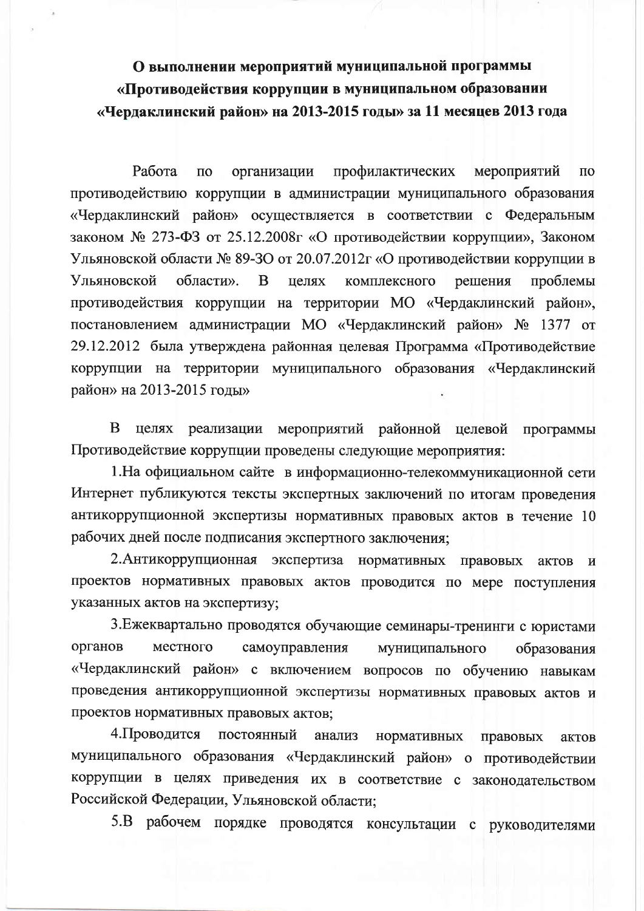# О выполнении мероприятий муниципальной программы «Противодействия коррупции в муниципальном образовании «Чердаклинский район» на 2013-2015 годы» за 11 месяцев 2013 года

Работа по организации профилактических мероприятий по противодействию коррупции в администрации муниципального образования «Чердаклинский район» осуществляется в соответствии с Федеральным законом № 273-ФЗ от 25.12.2008г «О противодействии коррупции», Законом Ульяновской области № 89-ЗО от 20.07.2012г «О противодействии коррупции в Ульяновской области». В целях комплексного решения проблемы противодействия коррупции на территории МО «Чердаклинский район», постановлением администрации МО «Чердаклинский район» № 1377 от 29.12.2012 была утверждена районная целевая Программа «Противодействие коррупции на территории муниципального образования «Чердаклинский район» на 2013-2015 годы»

В целях реализации мероприятий районной целевой программы Противодействие коррупции проведены следующие мероприятия:

1.На официальном сайте в информационно-телекоммуникационной сети Интернет публикуются тексты экспертных заключений по итогам проведения антикоррупционной экспертизы нормативных правовых актов в течение 10 рабочих дней после подписания экспертного заключения;

2.Антикоррупционная экспертиза нормативных правовых актов и проектов нормативных правовых актов проводится по мере поступления указанных актов на экспертизу;

3.Ежеквартально проводятся обучающие семинары-тренинги с юристами органов местного самоуправления муниципального образования «Чердаклинский район» с включением вопросов по обучению навыкам проведения антикоррупционной экспертизы нормативных правовых актов и проектов нормативных правовых актов;

4.Проводится постоянный анализ нормативных правовых актов муниципального образования «Чердаклинский район» о противодействии коррупции в целях приведения их в соответствие с законодательством Российской Федерации, Ульяновской области;

5.В рабочем порядке проводятся консультации с руководителями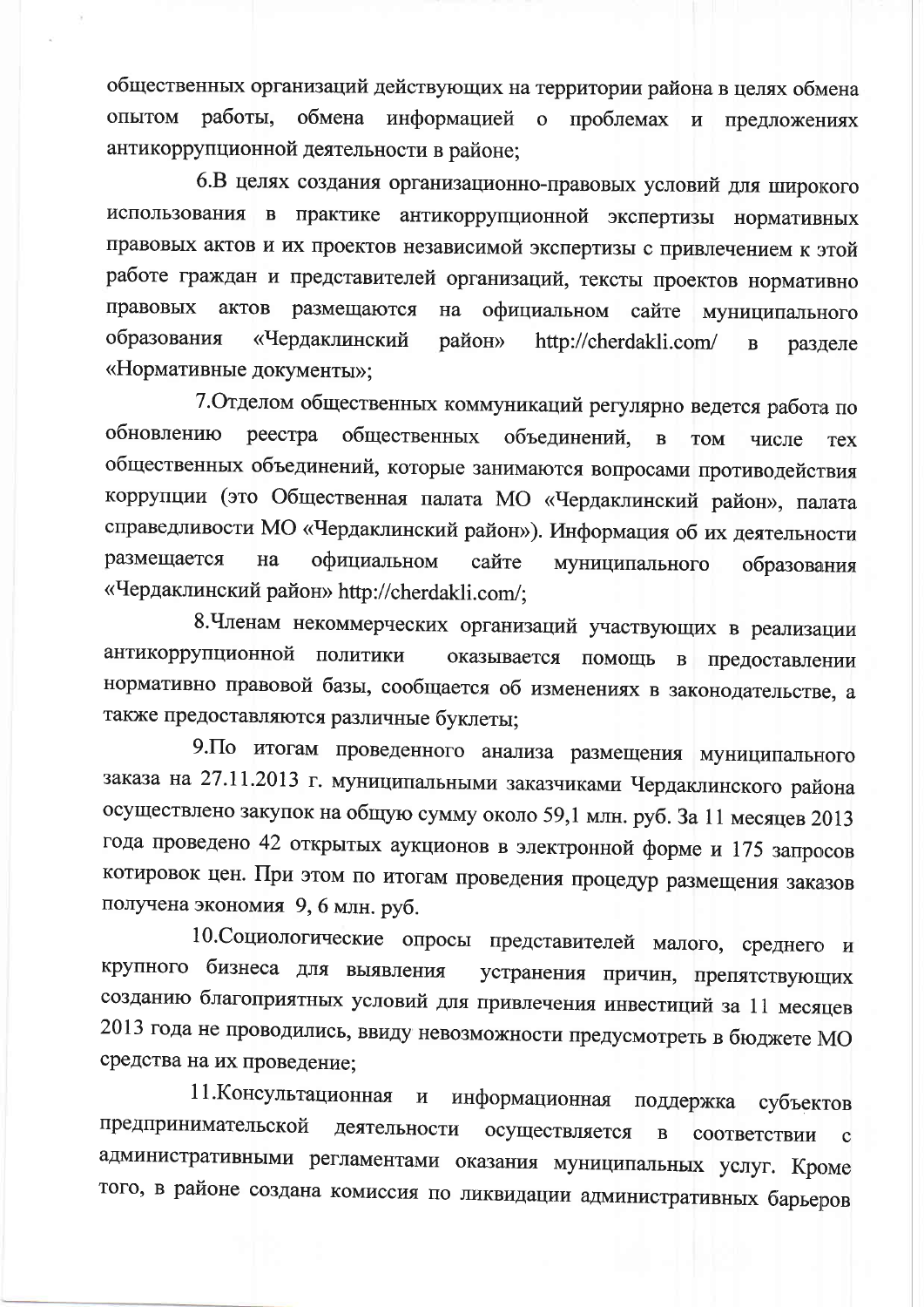общественных организаций действующих на территории района в целях обмена опытом работы, обмена информацией о проблемах и предложениях антикоррупционной деятельности в районе;

6.В целях создания организационно-правовых условий для широкого использования в практике антикоррупционной экспертизы нормативных правовых актов и их проектов независимой экспертизы с привлечением к этой работе граждан и представителей организаций, тексты проектов нормативно правовых актов размещаются на официальном сайте муниципального образования «Чердаклинский район» http://cherdakli.com/ в разделе «Нормативные документы»;

7.Отделом общественных коммуникаций регулярно ведется работа по обновлению реестра общественных объединений, в том числе тех общественных объединений, которые занимаются вопросами противодействия коррупции (это Общественная палата МО «Чердаклинский район», палата справедливости МО «Чердаклинский район»). Информация об их деятельности размещается на официальном сайте муниципального образования «Чердаклинский район» http://cherdakli.com/;

8.Членам некоммерческих организаций участвующих в реализации антикоррупционной политики оказывается помощь в предоставлении нормативно правовой базы, сообщается об изменениях в законодательстве, а также предоставляются различные буклеты;

9.По итогам проведенного анализа размещения муниципального заказа на 27.11.2013 г. муниципальными заказчиками Чердаклинского района осуществлено закупок на общую сумму около 59,1 млн. руб. За 11 месяцев 2013 года проведено 42 открытых аукционов в электронной форме и 175 запросов котировок цен. При этом по итогам проведения процедур размещения заказов получена экономия 9, 6 млн. руб.

10.Социологические опросы представителей малого, среднего и крупного бизнеса для выявления устранения причин, препятствующих созданию благоприятных условий для привлечения инвестиций за 11 месяцев 2013 года не проводились, ввиду невозможности предусмотреть в бюджете МО средства на их проведение;

11.Консультационная и информационная поддержка субъектов предпринимательской деятельности осуществляется в соответствии с административными регламентами оказания муниципальных услуг. Кроме того, в районе создана комиссия по ликвидации административных барьеров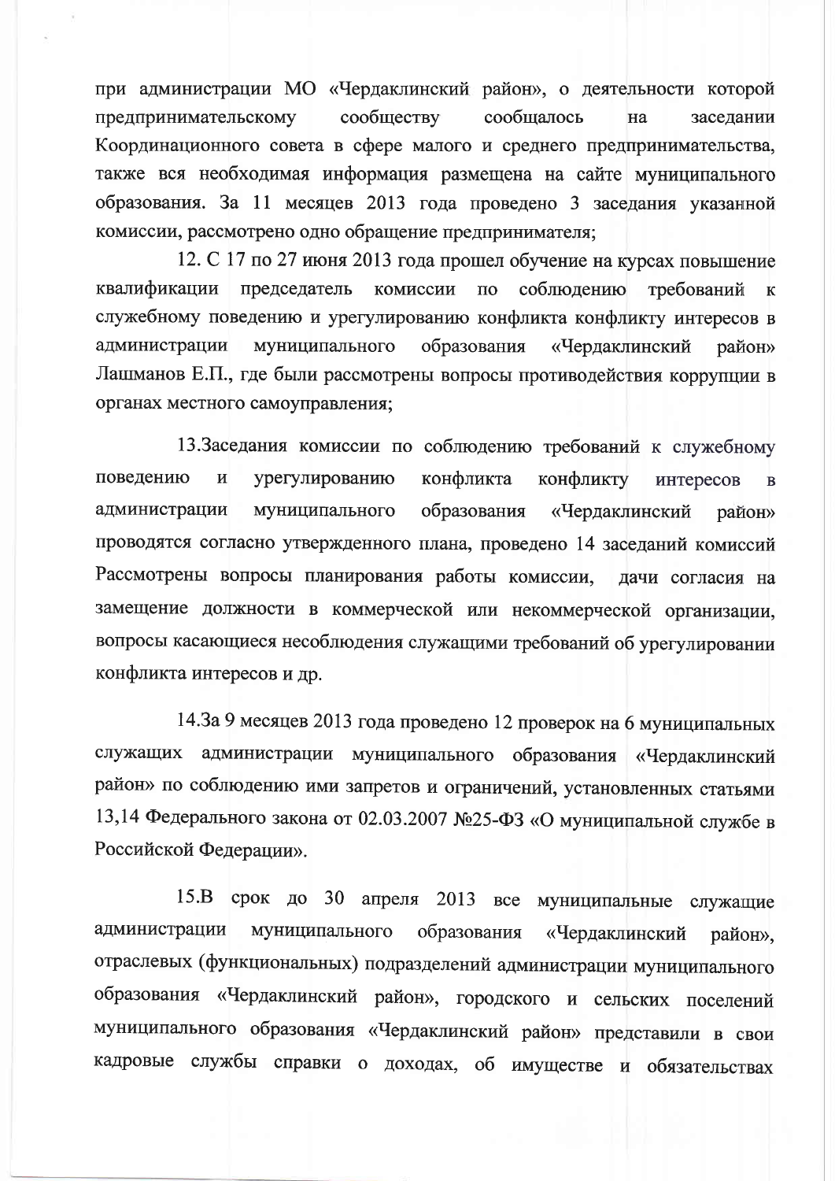при администрации МО «Чердаклинский район», о деятельности которой предпринимательскому сообществу сообщалось на заседании Координационного совета в сфере малого и среднего предпринимательства, также вся необходимая информация размещена на сайте муниципального образования. За 11 месяцев 2013 года проведено 3 заседания указанной комиссии, рассмотрено одно обращение предпринимателя;

12. С 17 по 27 июня 2013 года прошел обучение на курсах повышение квалификации председатель комиссии по соблюдению требований к служебному поведению и урегулированию конфликта конфликту интересов в администрации муниципального образования «Чердаклинский район» Лашманов Е.П., где были рассмотрены вопросы противодействия коррупции в органах местного самоуправления;

13.Заседания комиссии по соблюдению требований к служебному поведению и урегулированию конфликта конфликту интересов в администрации муниципального образования «Чердаклинский район» проводятся согласно утвержденного плана, проведено 14 заседаний комиссий Рассмотрены вопросы планирования работы комиссии, дачи согласия на замещение должности в коммерческой или некоммерческой организации, вопросы касающиеся несоблюдения служащими требований об урегулировании конфликта интересов и др.

14.За 9 месяцев 2013 года проведено 12 проверок на 6 муниципальных служащих администрации муниципального образования «Чердаклинский район» по соблюдению ими запретов и ограничений, установленных статьями 13,14 Федерального закона от 02.03.2007 №25-ФЗ «О муниципальной службе в Российской Федерации».

15.В срок до 30 апреля 2013 все муниципальные служащие администрации муниципального образования «Чердаклинский район», отраслевых (функциональных) подразделений администрации муниципального образования «Чердаклинский район», городского и сельских поселений муниципального образования «Чердаклинский район» представили в свои кадровые службы справки о доходах, об имуществе и обязательствах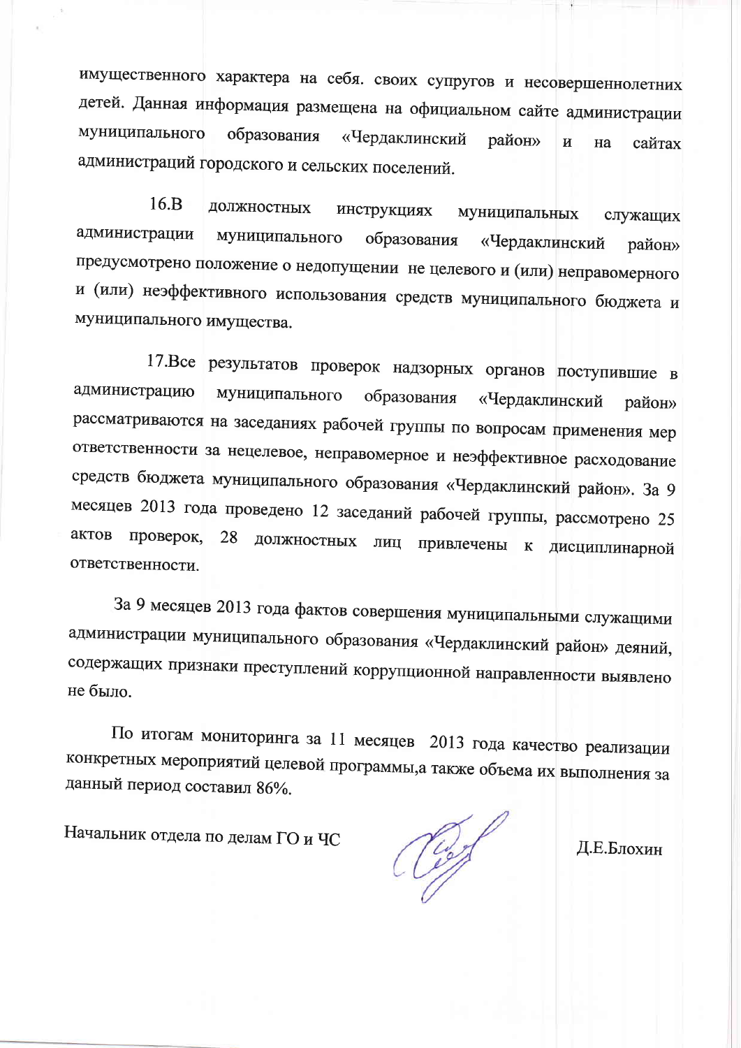имущественного характера на себя. своих супругов и несовершеннолетних детей. Данная информация размещена на официальном сайте администрации муниципального образования «Чердаклинский район» и на сайтах администраций городского и сельских поселений.

16.В должностных инструкциях муниципальных служащих администрации муниципального образования «Чердаклинский район» предусмотрено положение о недопущении не целевого и (или) неправомерного и (или) неэффективного использования средств муниципального бюджета и муниципального имущества.

17.Все результатов проверок надзорных органов поступившие в администрацию муниципального образования «Чердаклинский район» рассматриваются на заседаниях рабочей группы по вопросам применения мер ответственности за нецелевое, неправомерное и неэффективное расходование средств бюджета муниципального образования «Чердаклинский район». За 9 месяцев 2013 года проведено 12 заседаний рабочей группы, рассмотрено 25 актов проверок, 28 должностных лиц привлечены к дисциплинарной ответственности.

За 9 месяцев 2013 года фактов совершения муниципальными служащими администрации муниципального образования «Чердаклинский район» деяний, содержащих признаки преступлений коррупционной направленности выявлено не было.

По итогам мониторинга за 11 месяцев 2013 года качество реализации конкретных мероприятий целевой программы,а также объема их выполнения за данный период составил 86%.

Начальник отдела по делам ГО и ЧС Д.Е.Блохин